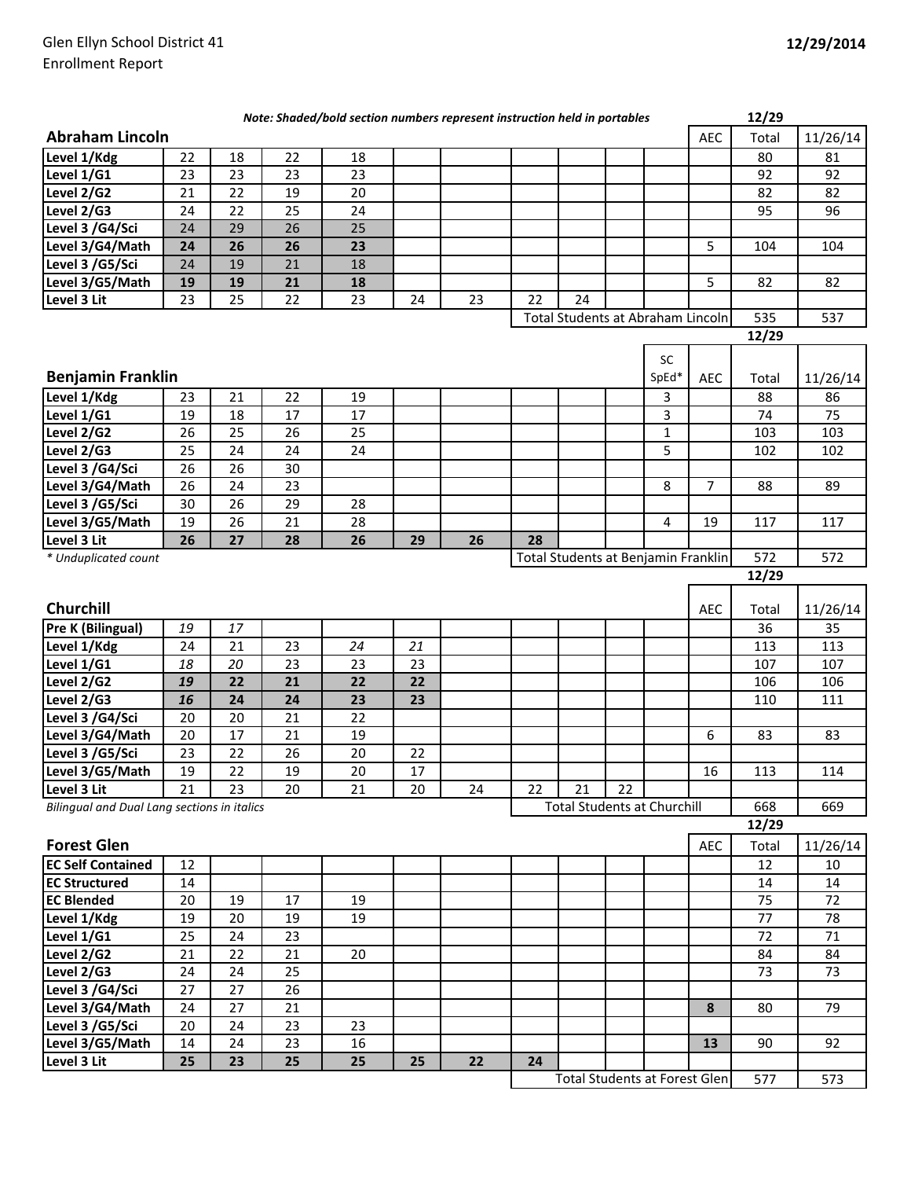Glen Ellyn School District 41
Enrollment Report

**12/29/2014**

***Note: Shaded/bold section numbers represent instruction held in portables***

## Abraham Lincoln

| | | | | | | | | | | | AEC | Total 12/29 | 11/26/14 |
|---|---|---|---|---|---|---|---|---|---|---|---|---|---|
| Level 1/Kdg | 22 | 18 | 22 | 18 | | | | | | | | 80 | 81 |
| Level 1/G1 | 23 | 23 | 23 | 23 | | | | | | | | 92 | 92 |
| Level 2/G2 | 21 | 22 | 19 | 20 | | | | | | | | 82 | 82 |
| Level 2/G3 | 24 | 22 | 25 | 24 | | | | | | | | 95 | 96 |
| Level 3 /G4/Sci | 24 | 29 | 26 | 25 | | | | | | | | | |
| Level 3/G4/Math | **24** | **26** | **26** | **23** | | | | | | | 5 | 104 | 104 |
| Level 3 /G5/Sci | 24 | 19 | 21 | 18 | | | | | | | | | |
| Level 3/G5/Math | **19** | **19** | **21** | **18** | | | | | | | 5 | 82 | 82 |
| Level 3 Lit | 23 | 25 | 22 | 23 | 24 | 23 | 22 | 24 | | | | | |
| | | | | | | | Total Students at Abraham Lincoln | | | | | 535 | 537 |

## Benjamin Franklin

| | | | | | | | | | | SC SpEd* | AEC | Total 12/29 | 11/26/14 |
|---|---|---|---|---|---|---|---|---|---|---|---|---|---|
| Level 1/Kdg | 23 | 21 | 22 | 19 | | | | | | 3 | | 88 | 86 |
| Level 1/G1 | 19 | 18 | 17 | 17 | | | | | | 3 | | 74 | 75 |
| Level 2/G2 | 26 | 25 | 26 | 25 | | | | | | 1 | | 103 | 103 |
| Level 2/G3 | 25 | 24 | 24 | 24 | | | | | | 5 | | 102 | 102 |
| Level 3 /G4/Sci | 26 | 26 | 30 | | | | | | | | | | |
| Level 3/G4/Math | 26 | 24 | 23 | | | | | | | 8 | 7 | 88 | 89 |
| Level 3 /G5/Sci | 30 | 26 | 29 | 28 | | | | | | | | | |
| Level 3/G5/Math | 19 | 26 | 21 | 28 | | | | | | 4 | 19 | 117 | 117 |
| Level 3 Lit | **26** | **27** | **28** | **26** | **29** | **26** | **28** | | | | | | |
| | | | | | | | Total Students at Benjamin Franklin | | | | | 572 | 572 |

*\* Unduplicated count*

## Churchill

| | | | | | | | | | | | AEC | Total 12/29 | 11/26/14 |
|---|---|---|---|---|---|---|---|---|---|---|---|---|---|
| Pre K (Bilingual) | *19* | *17* | | | | | | | | | | 36 | 35 |
| Level 1/Kdg | 24 | 21 | 23 | *24* | *21* | | | | | | | 113 | 113 |
| Level 1/G1 | *18* | *20* | 23 | 23 | 23 | | | | | | | 107 | 107 |
| Level 2/G2 | ***19*** | **22** | **21** | **22** | **22** | | | | | | | 106 | 106 |
| Level 2/G3 | ***16*** | **24** | **24** | **23** | **23** | | | | | | | 110 | 111 |
| Level 3 /G4/Sci | 20 | 20 | 21 | 22 | | | | | | | | | |
| Level 3/G4/Math | 20 | 17 | 21 | 19 | | | | | | | 6 | 83 | 83 |
| Level 3 /G5/Sci | 23 | 22 | 26 | 20 | 22 | | | | | | | | |
| Level 3/G5/Math | 19 | 22 | 19 | 20 | 17 | | | | | | 16 | 113 | 114 |
| Level 3 Lit | 21 | 23 | 20 | 21 | 20 | 24 | 22 | 21 | 22 | | | | |
| | | | | | | | Total Students at Churchill | | | | | 668 | 669 |

*Bilingual and Dual Lang sections in italics*

## Forest Glen

| | | | | | | | | | | | AEC | Total 12/29 | 11/26/14 |
|---|---|---|---|---|---|---|---|---|---|---|---|---|---|
| EC Self Contained | 12 | | | | | | | | | | | 12 | 10 |
| EC Structured | 14 | | | | | | | | | | | 14 | 14 |
| EC Blended | 20 | 19 | 17 | 19 | | | | | | | | 75 | 72 |
| Level 1/Kdg | 19 | 20 | 19 | 19 | | | | | | | | 77 | 78 |
| Level 1/G1 | 25 | 24 | 23 | | | | | | | | | 72 | 71 |
| Level 2/G2 | 21 | 22 | 21 | 20 | | | | | | | | 84 | 84 |
| Level 2/G3 | 24 | 24 | 25 | | | | | | | | | 73 | 73 |
| Level 3 /G4/Sci | 27 | 27 | 26 | | | | | | | | | | |
| Level 3/G4/Math | 24 | 27 | 21 | | | | | | | | **8** | 80 | 79 |
| Level 3 /G5/Sci | 20 | 24 | 23 | 23 | | | | | | | | | |
| Level 3/G5/Math | 14 | 24 | 23 | 16 | | | | | | | **13** | 90 | 92 |
| Level 3 Lit | **25** | **23** | **25** | **25** | **25** | **22** | **24** | | | | | | |
| | | | | | | | Total Students at Forest Glen | | | | | 577 | 573 |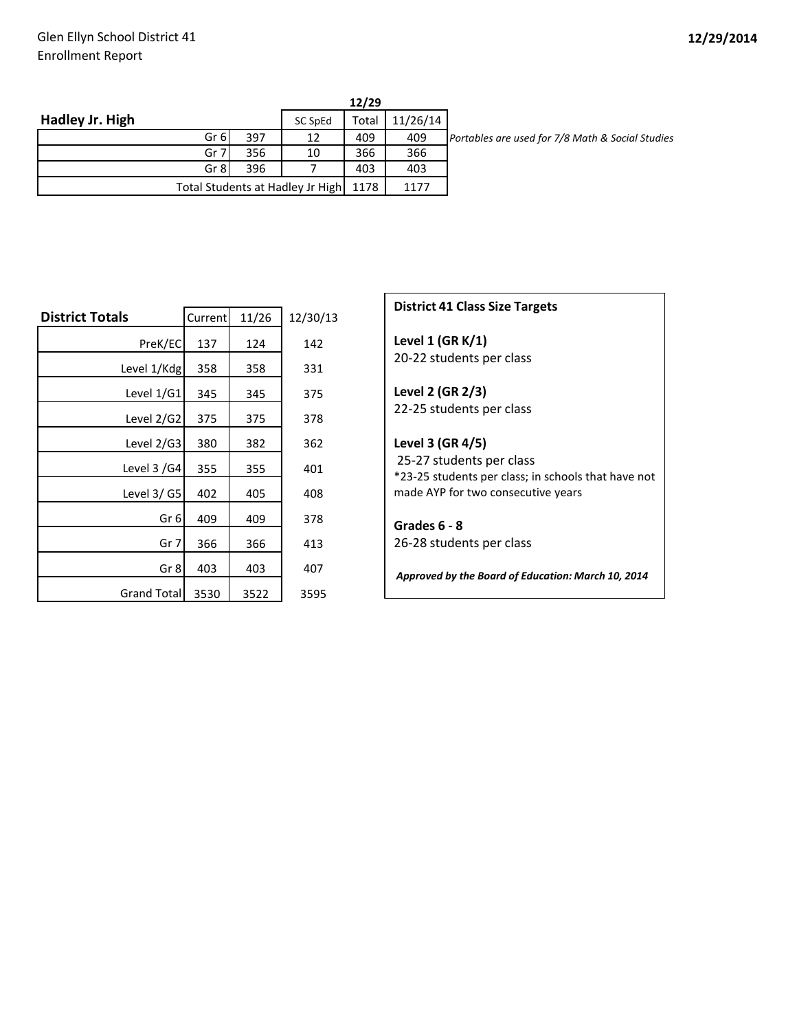Glen Ellyn School District 41
Enrollment Report

**12/29/2014**

| **Hadley Jr. High** | | SC SpEd | **12/29** Total | 11/26/14 |
|---|---|---|---|---|
| Gr 6 | 397 | 12 | 409 | 409 |
| Gr 7 | 356 | 10 | 366 | 366 |
| Gr 8 | 396 | 7 | 403 | 403 |
| Total Students at Hadley Jr High | | | 1178 | 1177 |

*Portables are used for 7/8 Math & Social Studies*

| **District Totals** | Current | 11/26 | 12/30/13 |
|---|---|---|---|
| PreK/EC | 137 | 124 | 142 |
| Level 1/Kdg | 358 | 358 | 331 |
| Level 1/G1 | 345 | 345 | 375 |
| Level 2/G2 | 375 | 375 | 378 |
| Level 2/G3 | 380 | 382 | 362 |
| Level 3 /G4 | 355 | 355 | 401 |
| Level 3/ G5 | 402 | 405 | 408 |
| Gr 6 | 409 | 409 | 378 |
| Gr 7 | 366 | 366 | 413 |
| Gr 8 | 403 | 403 | 407 |
| Grand Total | 3530 | 3522 | 3595 |

**District 41 Class Size Targets**

**Level 1 (GR K/1)**
20-22 students per class

**Level 2 (GR 2/3)**
22-25 students per class

**Level 3 (GR 4/5)**
25-27 students per class
*23-25 students per class; in schools that have not made AYP for two consecutive years

**Grades 6 - 8**
26-28 students per class

***Approved by the Board of Education: March 10, 2014***